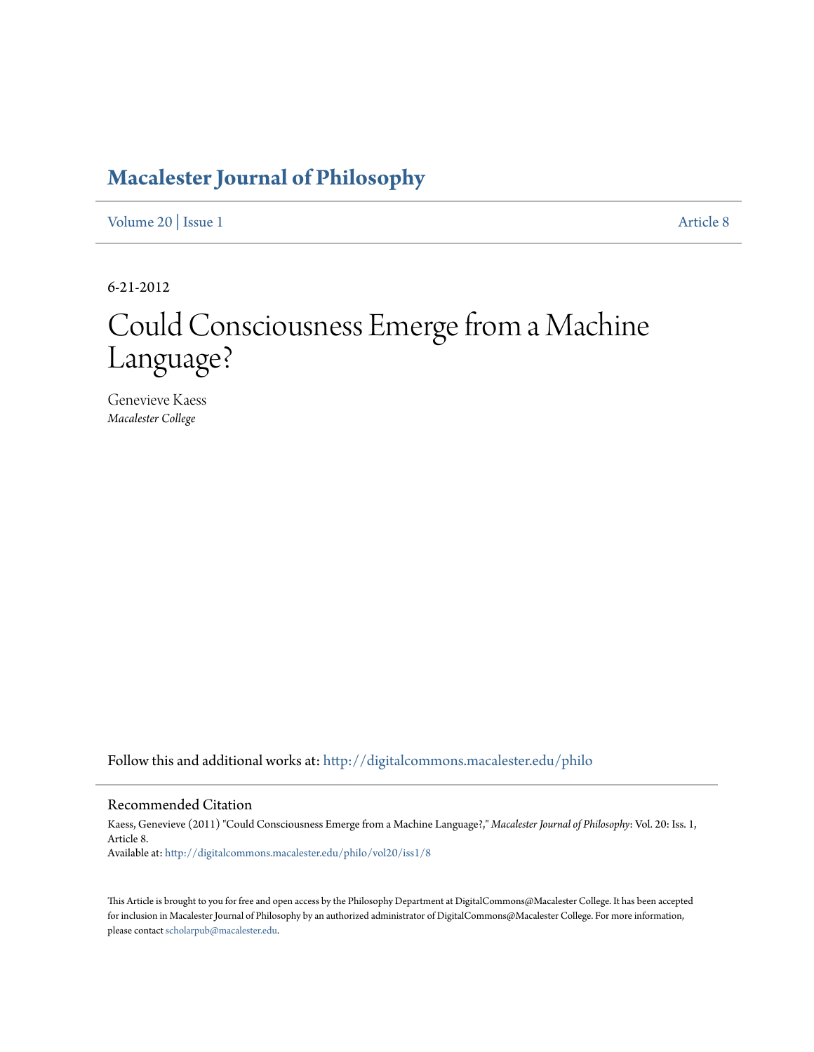# Macalester Journal of Philosophy

Volume 20 | Issue 1 Article 8

6-21-2012

# Could Consciousness Emerge from a Machine Language?

Genevieve Kaess
*Macalester College*

Follow this and additional works at: http://digitalcommons.macalester.edu/philo

## Recommended Citation

Kaess, Genevieve (2011) "Could Consciousness Emerge from a Machine Language?," *Macalester Journal of Philosophy*: Vol. 20: Iss. 1, Article 8.
Available at: http://digitalcommons.macalester.edu/philo/vol20/iss1/8

This Article is brought to you for free and open access by the Philosophy Department at DigitalCommons@Macalester College. It has been accepted for inclusion in Macalester Journal of Philosophy by an authorized administrator of DigitalCommons@Macalester College. For more information, please contact scholarpub@macalester.edu.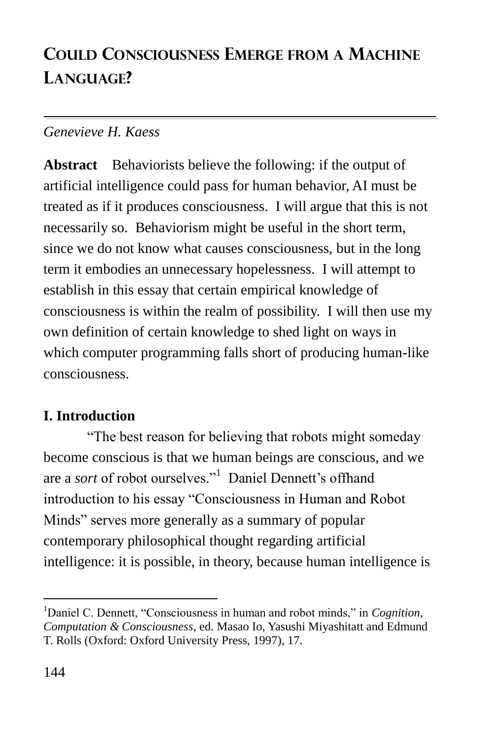# Could Consciousness Emerge from a Machine Language?

*Genevieve H. Kaess*

**Abstract** Behaviorists believe the following: if the output of artificial intelligence could pass for human behavior, AI must be treated as if it produces consciousness. I will argue that this is not necessarily so. Behaviorism might be useful in the short term, since we do not know what causes consciousness, but in the long term it embodies an unnecessary hopelessness. I will attempt to establish in this essay that certain empirical knowledge of consciousness is within the realm of possibility. I will then use my own definition of certain knowledge to shed light on ways in which computer programming falls short of producing human-like consciousness.

## I. Introduction

"The best reason for believing that robots might someday become conscious is that we human beings are conscious, and we are a *sort* of robot ourselves."[1] Daniel Dennett's offhand introduction to his essay "Consciousness in Human and Robot Minds" serves more generally as a summary of popular contemporary philosophical thought regarding artificial intelligence: it is possible, in theory, because human intelligence is

[1]Daniel C. Dennett, "Consciousness in human and robot minds," in *Cognition, Computation & Consciousness*, ed. Masao Io, Yasushi Miyashitatt and Edmund T. Rolls (Oxford: Oxford University Press, 1997), 17.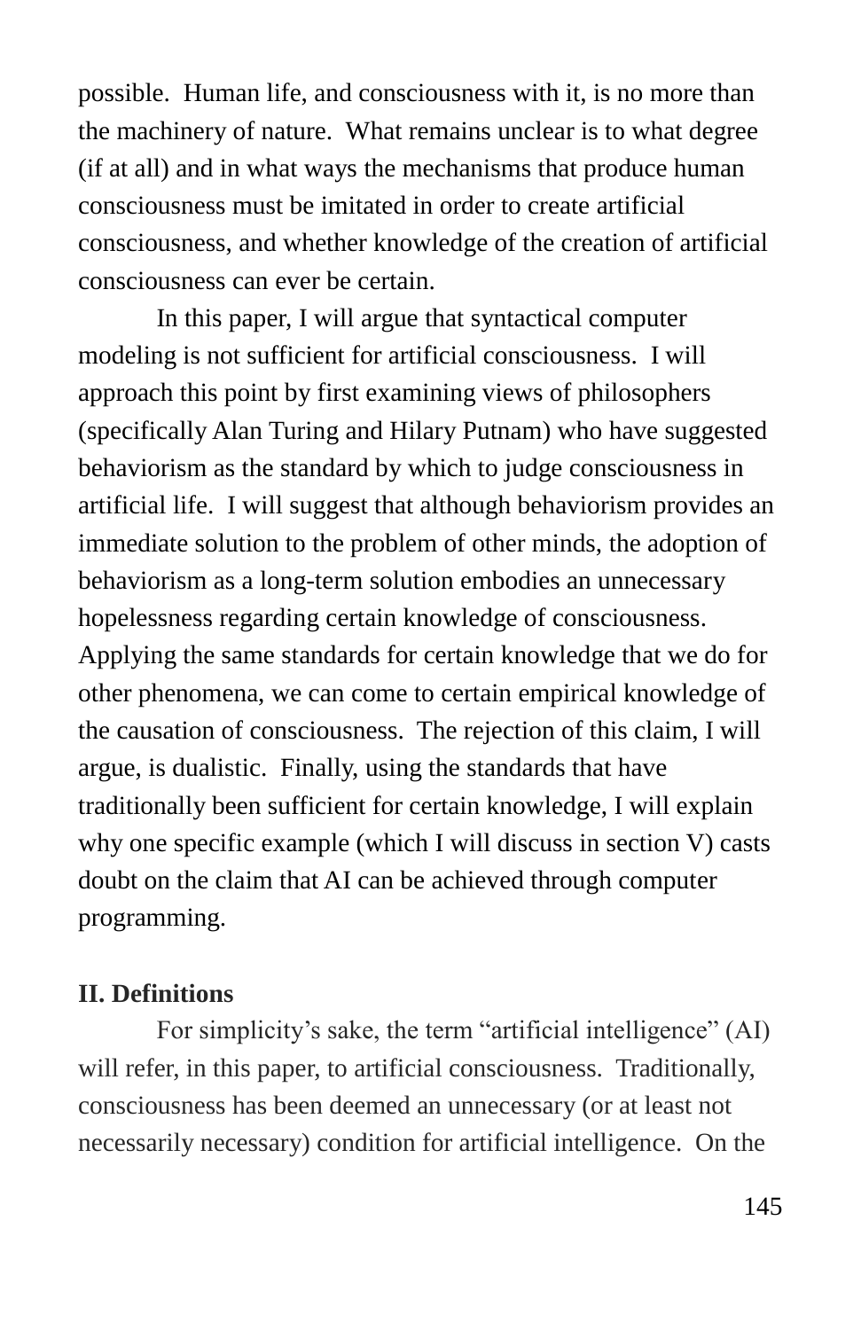possible. Human life, and consciousness with it, is no more than the machinery of nature. What remains unclear is to what degree (if at all) and in what ways the mechanisms that produce human consciousness must be imitated in order to create artificial consciousness, and whether knowledge of the creation of artificial consciousness can ever be certain.

In this paper, I will argue that syntactical computer modeling is not sufficient for artificial consciousness. I will approach this point by first examining views of philosophers (specifically Alan Turing and Hilary Putnam) who have suggested behaviorism as the standard by which to judge consciousness in artificial life. I will suggest that although behaviorism provides an immediate solution to the problem of other minds, the adoption of behaviorism as a long-term solution embodies an unnecessary hopelessness regarding certain knowledge of consciousness. Applying the same standards for certain knowledge that we do for other phenomena, we can come to certain empirical knowledge of the causation of consciousness. The rejection of this claim, I will argue, is dualistic. Finally, using the standards that have traditionally been sufficient for certain knowledge, I will explain why one specific example (which I will discuss in section V) casts doubt on the claim that AI can be achieved through computer programming.

## II. Definitions

For simplicity's sake, the term "artificial intelligence" (AI) will refer, in this paper, to artificial consciousness. Traditionally, consciousness has been deemed an unnecessary (or at least not necessarily necessary) condition for artificial intelligence. On the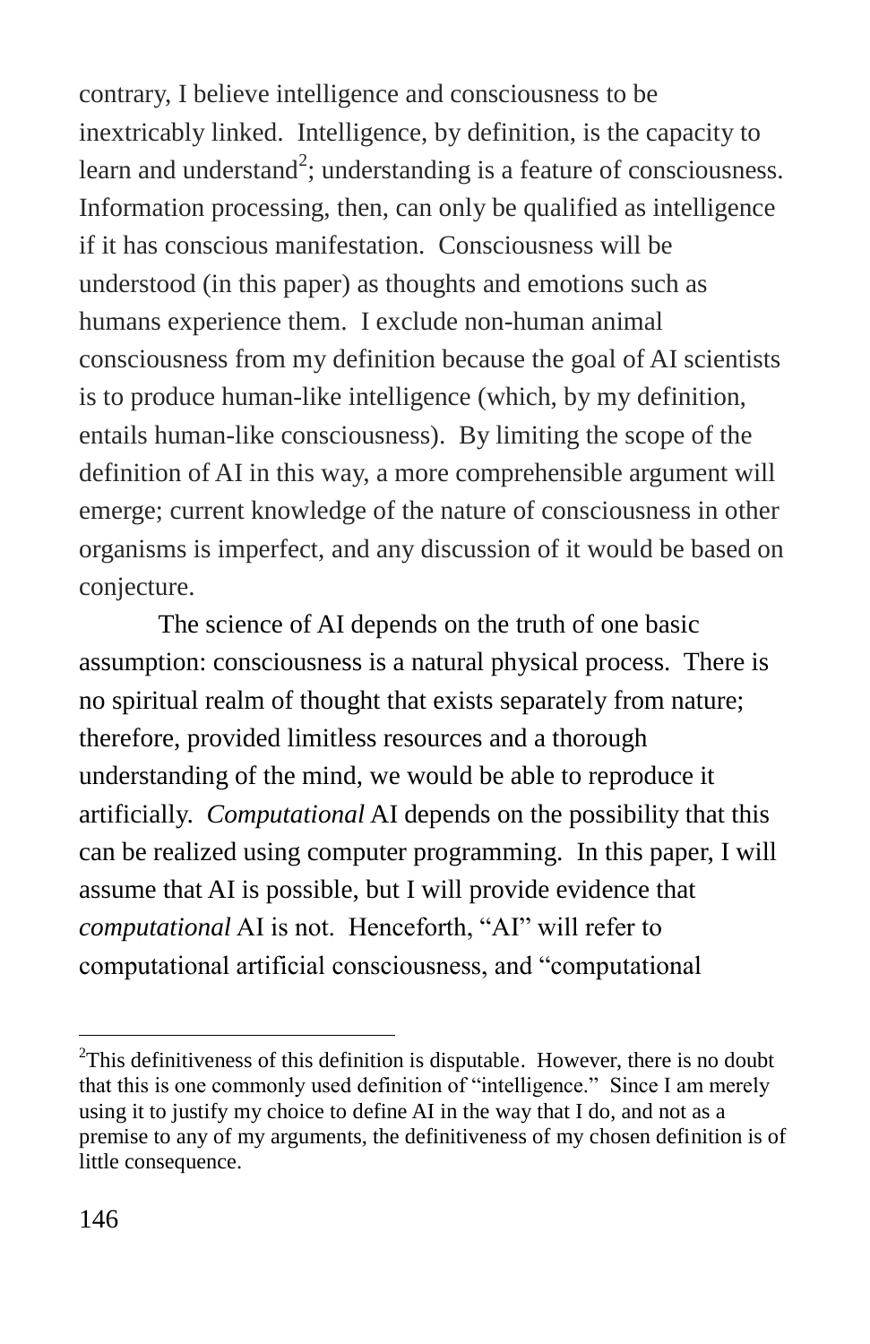contrary, I believe intelligence and consciousness to be inextricably linked. Intelligence, by definition, is the capacity to learn and understand[2]; understanding is a feature of consciousness. Information processing, then, can only be qualified as intelligence if it has conscious manifestation. Consciousness will be understood (in this paper) as thoughts and emotions such as humans experience them. I exclude non-human animal consciousness from my definition because the goal of AI scientists is to produce human-like intelligence (which, by my definition, entails human-like consciousness). By limiting the scope of the definition of AI in this way, a more comprehensible argument will emerge; current knowledge of the nature of consciousness in other organisms is imperfect, and any discussion of it would be based on conjecture.

The science of AI depends on the truth of one basic assumption: consciousness is a natural physical process. There is no spiritual realm of thought that exists separately from nature; therefore, provided limitless resources and a thorough understanding of the mind, we would be able to reproduce it artificially. *Computational* AI depends on the possibility that this can be realized using computer programming. In this paper, I will assume that AI is possible, but I will provide evidence that *computational* AI is not. Henceforth, "AI" will refer to computational artificial consciousness, and "computational

---

[2]This definitiveness of this definition is disputable. However, there is no doubt that this is one commonly used definition of "intelligence." Since I am merely using it to justify my choice to define AI in the way that I do, and not as a premise to any of my arguments, the definitiveness of my chosen definition is of little consequence.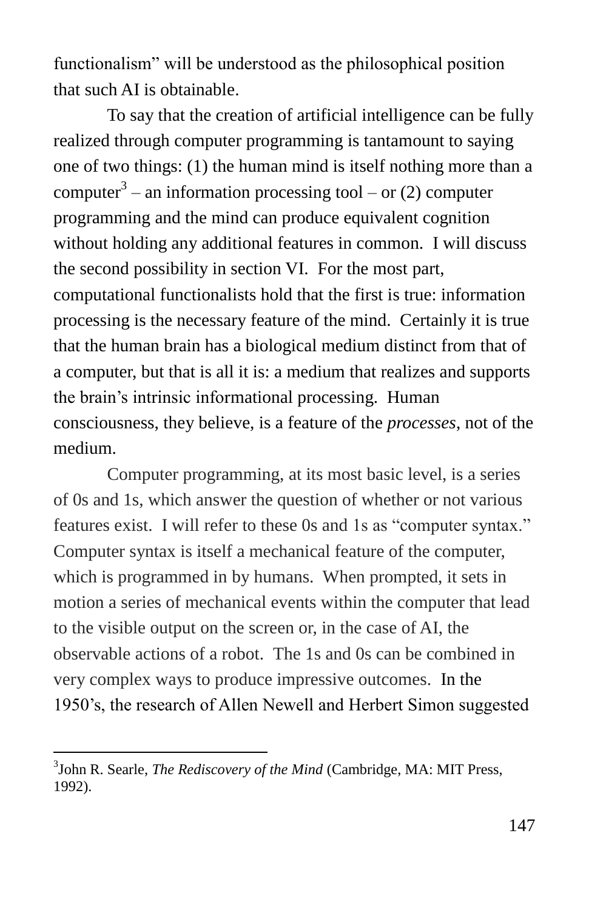functionalism" will be understood as the philosophical position that such AI is obtainable.

To say that the creation of artificial intelligence can be fully realized through computer programming is tantamount to saying one of two things: (1) the human mind is itself nothing more than a computer[3] – an information processing tool – or (2) computer programming and the mind can produce equivalent cognition without holding any additional features in common. I will discuss the second possibility in section VI. For the most part, computational functionalists hold that the first is true: information processing is the necessary feature of the mind. Certainly it is true that the human brain has a biological medium distinct from that of a computer, but that is all it is: a medium that realizes and supports the brain's intrinsic informational processing. Human consciousness, they believe, is a feature of the *processes*, not of the medium.

Computer programming, at its most basic level, is a series of 0s and 1s, which answer the question of whether or not various features exist. I will refer to these 0s and 1s as "computer syntax." Computer syntax is itself a mechanical feature of the computer, which is programmed in by humans. When prompted, it sets in motion a series of mechanical events within the computer that lead to the visible output on the screen or, in the case of AI, the observable actions of a robot. The 1s and 0s can be combined in very complex ways to produce impressive outcomes. In the 1950's, the research of Allen Newell and Herbert Simon suggested

---

[3] John R. Searle, *The Rediscovery of the Mind* (Cambridge, MA: MIT Press, 1992).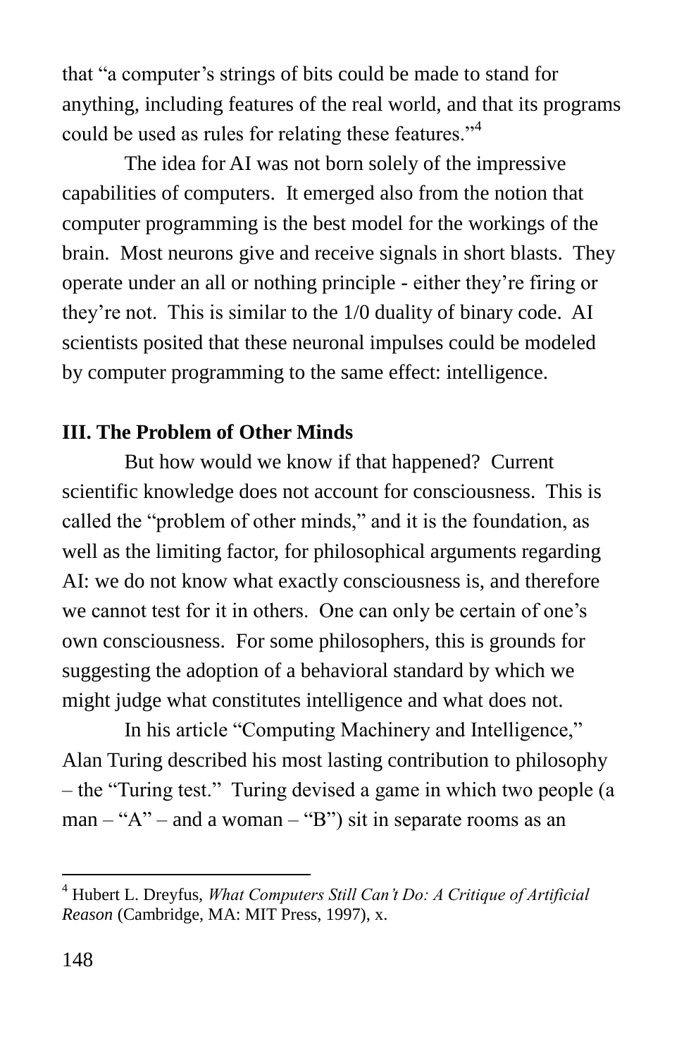that "a computer's strings of bits could be made to stand for anything, including features of the real world, and that its programs could be used as rules for relating these features."[4]

The idea for AI was not born solely of the impressive capabilities of computers. It emerged also from the notion that computer programming is the best model for the workings of the brain. Most neurons give and receive signals in short blasts. They operate under an all or nothing principle - either they're firing or they're not. This is similar to the 1/0 duality of binary code. AI scientists posited that these neuronal impulses could be modeled by computer programming to the same effect: intelligence.

## III. The Problem of Other Minds

But how would we know if that happened? Current scientific knowledge does not account for consciousness. This is called the "problem of other minds," and it is the foundation, as well as the limiting factor, for philosophical arguments regarding AI: we do not know what exactly consciousness is, and therefore we cannot test for it in others. One can only be certain of one's own consciousness. For some philosophers, this is grounds for suggesting the adoption of a behavioral standard by which we might judge what constitutes intelligence and what does not.

In his article "Computing Machinery and Intelligence," Alan Turing described his most lasting contribution to philosophy – the "Turing test." Turing devised a game in which two people (a man – "A" – and a woman – "B") sit in separate rooms as an

---

[4] Hubert L. Dreyfus, *What Computers Still Can't Do: A Critique of Artificial Reason* (Cambridge, MA: MIT Press, 1997), x.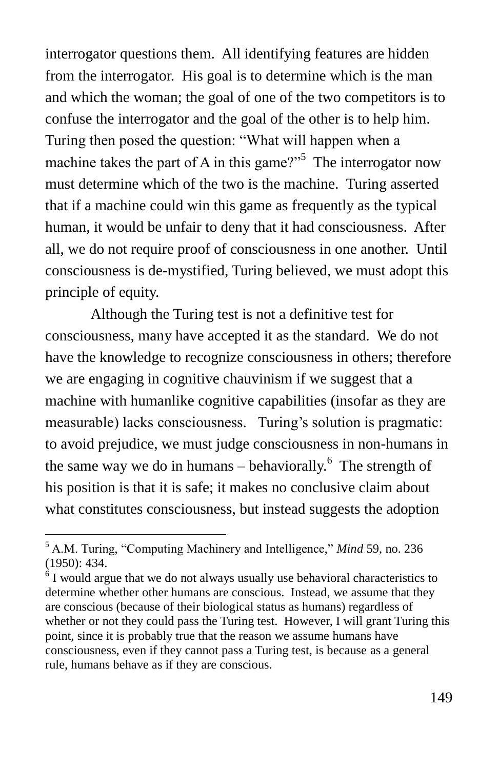interrogator questions them. All identifying features are hidden from the interrogator. His goal is to determine which is the man and which the woman; the goal of one of the two competitors is to confuse the interrogator and the goal of the other is to help him. Turing then posed the question: "What will happen when a machine takes the part of A in this game?"[5] The interrogator now must determine which of the two is the machine. Turing asserted that if a machine could win this game as frequently as the typical human, it would be unfair to deny that it had consciousness. After all, we do not require proof of consciousness in one another. Until consciousness is de-mystified, Turing believed, we must adopt this principle of equity.

Although the Turing test is not a definitive test for consciousness, many have accepted it as the standard. We do not have the knowledge to recognize consciousness in others; therefore we are engaging in cognitive chauvinism if we suggest that a machine with humanlike cognitive capabilities (insofar as they are measurable) lacks consciousness. Turing's solution is pragmatic: to avoid prejudice, we must judge consciousness in non-humans in the same way we do in humans – behaviorally.[6] The strength of his position is that it is safe; it makes no conclusive claim about what constitutes consciousness, but instead suggests the adoption

---

[5] A.M. Turing, "Computing Machinery and Intelligence," *Mind* 59, no. 236 (1950): 434.

[6] I would argue that we do not always usually use behavioral characteristics to determine whether other humans are conscious. Instead, we assume that they are conscious (because of their biological status as humans) regardless of whether or not they could pass the Turing test. However, I will grant Turing this point, since it is probably true that the reason we assume humans have consciousness, even if they cannot pass a Turing test, is because as a general rule, humans behave as if they are conscious.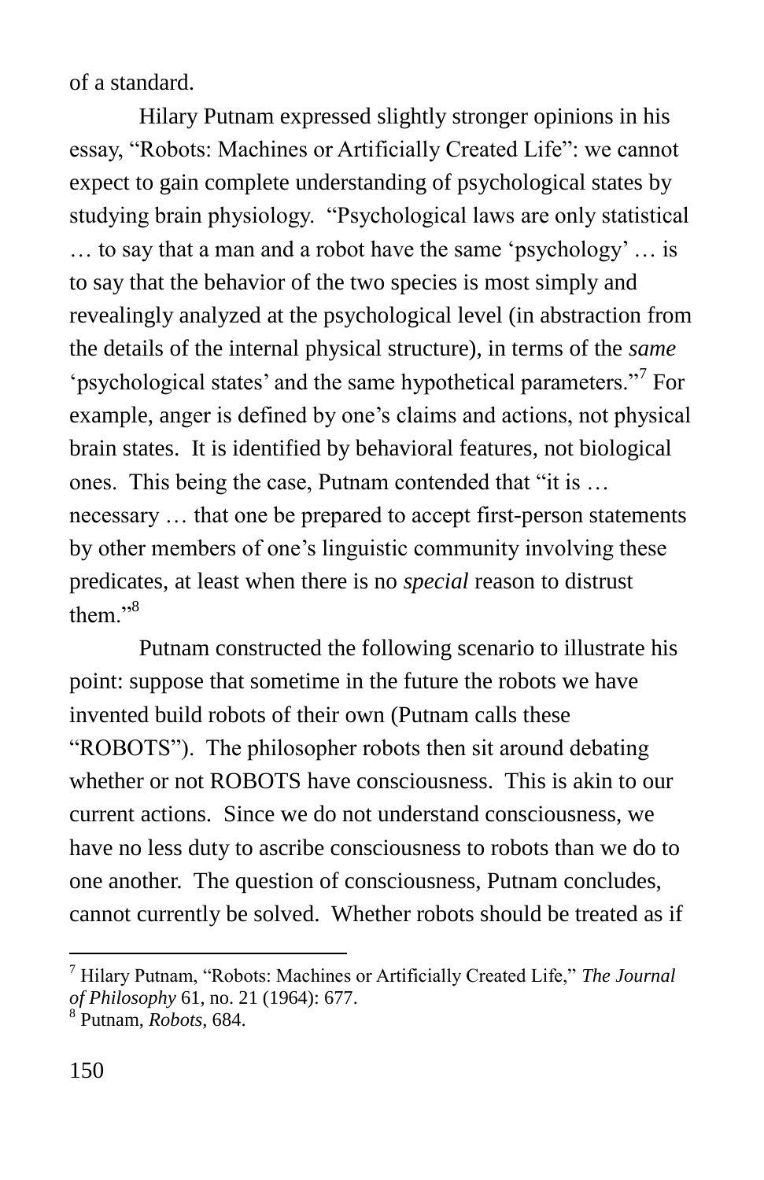of a standard.

Hilary Putnam expressed slightly stronger opinions in his essay, "Robots: Machines or Artificially Created Life": we cannot expect to gain complete understanding of psychological states by studying brain physiology. "Psychological laws are only statistical … to say that a man and a robot have the same 'psychology' … is to say that the behavior of the two species is most simply and revealingly analyzed at the psychological level (in abstraction from the details of the internal physical structure), in terms of the *same* 'psychological states' and the same hypothetical parameters."[7] For example, anger is defined by one's claims and actions, not physical brain states. It is identified by behavioral features, not biological ones. This being the case, Putnam contended that "it is … necessary … that one be prepared to accept first-person statements by other members of one's linguistic community involving these predicates, at least when there is no *special* reason to distrust them."[8]

Putnam constructed the following scenario to illustrate his point: suppose that sometime in the future the robots we have invented build robots of their own (Putnam calls these "ROBOTS"). The philosopher robots then sit around debating whether or not ROBOTS have consciousness. This is akin to our current actions. Since we do not understand consciousness, we have no less duty to ascribe consciousness to robots than we do to one another. The question of consciousness, Putnam concludes, cannot currently be solved. Whether robots should be treated as if

---

[7] Hilary Putnam, "Robots: Machines or Artificially Created Life," *The Journal of Philosophy* 61, no. 21 (1964): 677.

[8] Putnam, *Robots*, 684.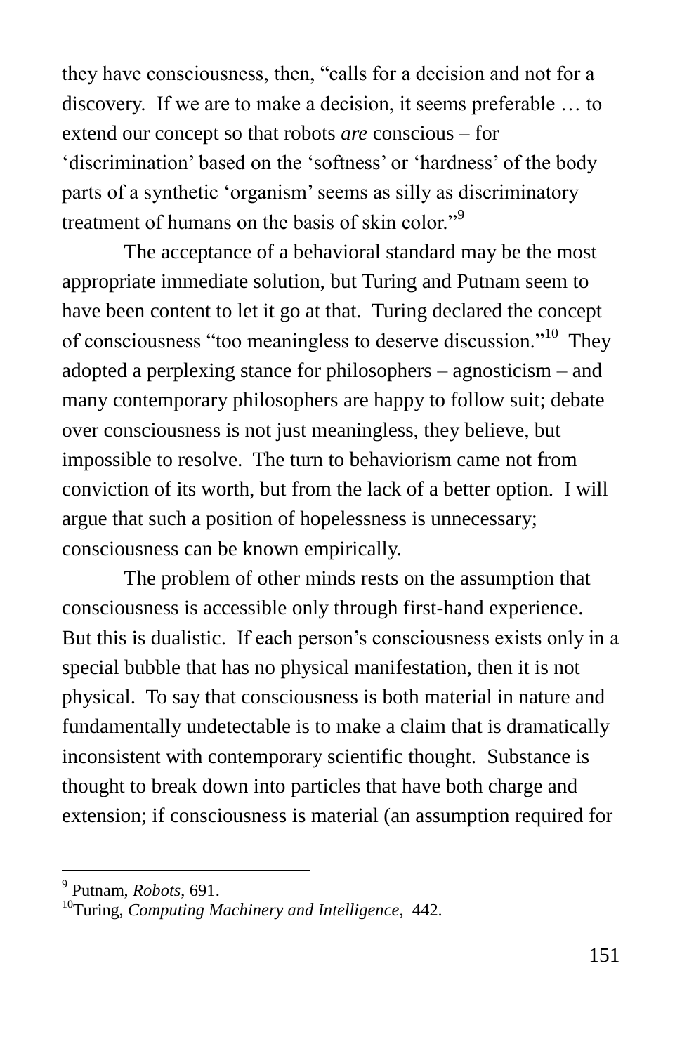they have consciousness, then, "calls for a decision and not for a discovery. If we are to make a decision, it seems preferable … to extend our concept so that robots *are* conscious – for 'discrimination' based on the 'softness' or 'hardness' of the body parts of a synthetic 'organism' seems as silly as discriminatory treatment of humans on the basis of skin color."[9]

The acceptance of a behavioral standard may be the most appropriate immediate solution, but Turing and Putnam seem to have been content to let it go at that. Turing declared the concept of consciousness "too meaningless to deserve discussion."[10] They adopted a perplexing stance for philosophers – agnosticism – and many contemporary philosophers are happy to follow suit; debate over consciousness is not just meaningless, they believe, but impossible to resolve. The turn to behaviorism came not from conviction of its worth, but from the lack of a better option. I will argue that such a position of hopelessness is unnecessary; consciousness can be known empirically.

The problem of other minds rests on the assumption that consciousness is accessible only through first-hand experience. But this is dualistic. If each person's consciousness exists only in a special bubble that has no physical manifestation, then it is not physical. To say that consciousness is both material in nature and fundamentally undetectable is to make a claim that is dramatically inconsistent with contemporary scientific thought. Substance is thought to break down into particles that have both charge and extension; if consciousness is material (an assumption required for

---

[9] Putnam, *Robots*, 691.

[10] Turing, *Computing Machinery and Intelligence*, 442.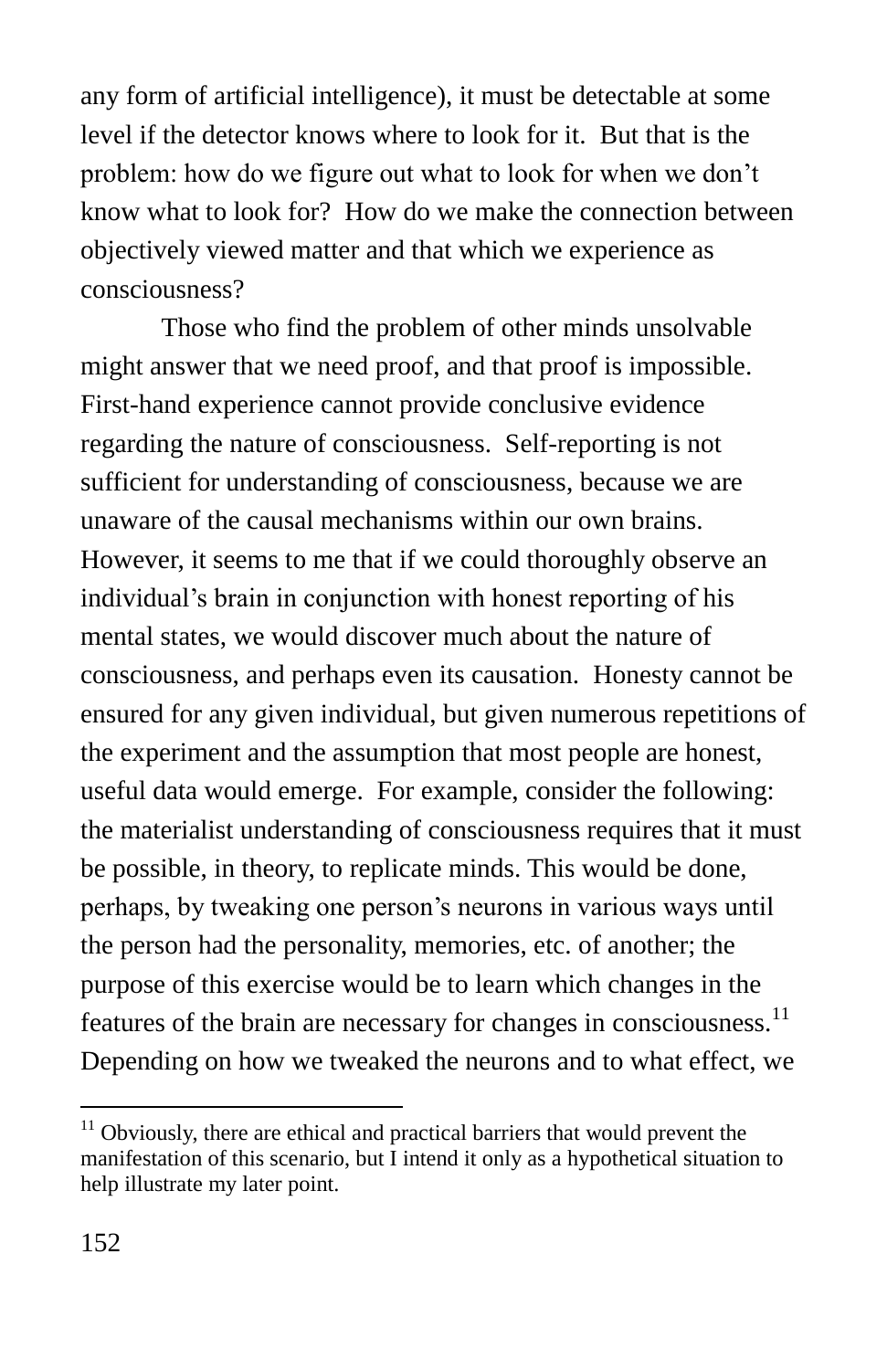any form of artificial intelligence), it must be detectable at some level if the detector knows where to look for it. But that is the problem: how do we figure out what to look for when we don't know what to look for? How do we make the connection between objectively viewed matter and that which we experience as consciousness?

Those who find the problem of other minds unsolvable might answer that we need proof, and that proof is impossible. First-hand experience cannot provide conclusive evidence regarding the nature of consciousness. Self-reporting is not sufficient for understanding of consciousness, because we are unaware of the causal mechanisms within our own brains. However, it seems to me that if we could thoroughly observe an individual's brain in conjunction with honest reporting of his mental states, we would discover much about the nature of consciousness, and perhaps even its causation. Honesty cannot be ensured for any given individual, but given numerous repetitions of the experiment and the assumption that most people are honest, useful data would emerge. For example, consider the following: the materialist understanding of consciousness requires that it must be possible, in theory, to replicate minds. This would be done, perhaps, by tweaking one person's neurons in various ways until the person had the personality, memories, etc. of another; the purpose of this exercise would be to learn which changes in the features of the brain are necessary for changes in consciousness.[11] Depending on how we tweaked the neurons and to what effect, we

[11] Obviously, there are ethical and practical barriers that would prevent the manifestation of this scenario, but I intend it only as a hypothetical situation to help illustrate my later point.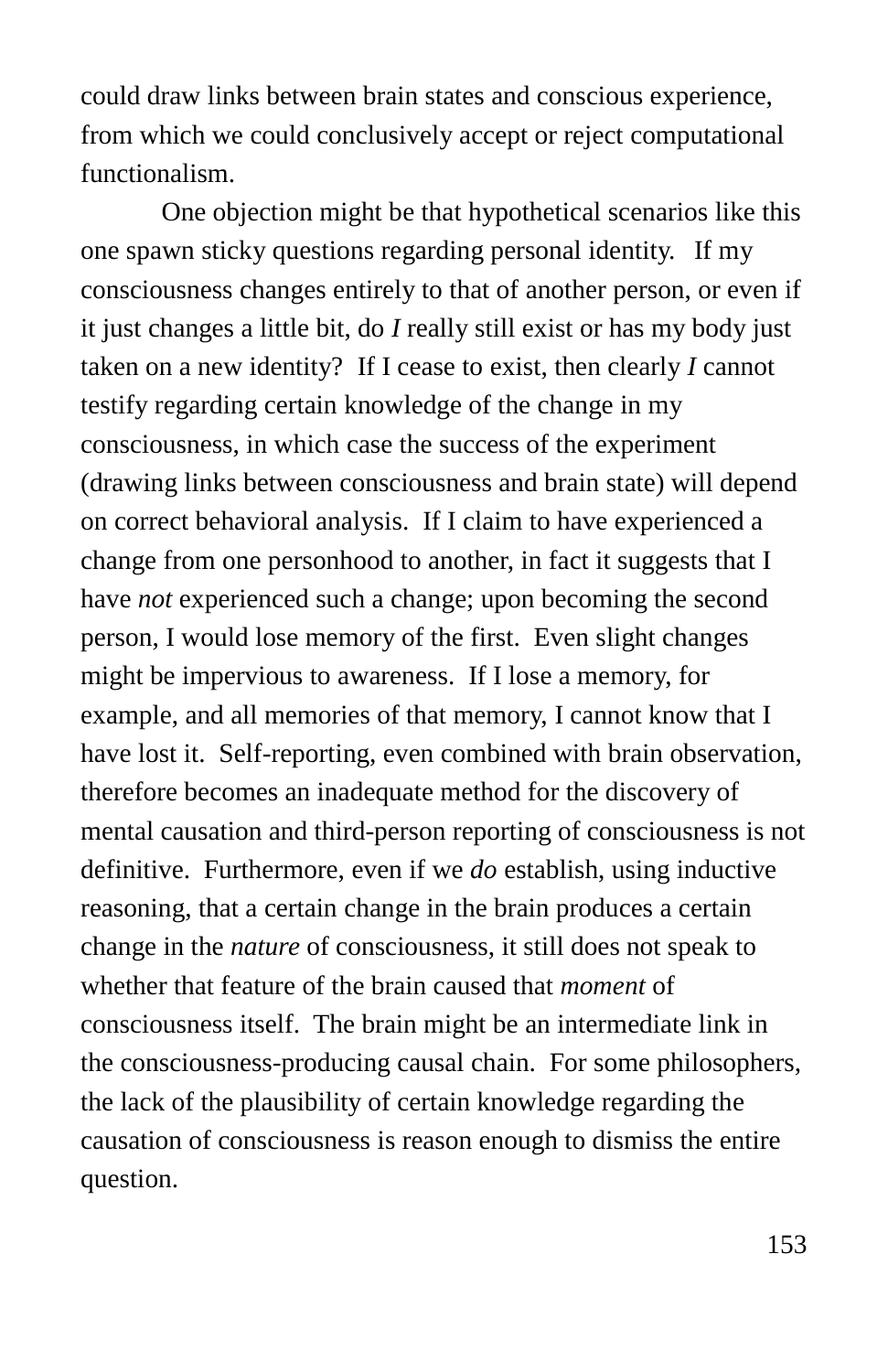could draw links between brain states and conscious experience, from which we could conclusively accept or reject computational functionalism.

One objection might be that hypothetical scenarios like this one spawn sticky questions regarding personal identity. If my consciousness changes entirely to that of another person, or even if it just changes a little bit, do *I* really still exist or has my body just taken on a new identity? If I cease to exist, then clearly *I* cannot testify regarding certain knowledge of the change in my consciousness, in which case the success of the experiment (drawing links between consciousness and brain state) will depend on correct behavioral analysis. If I claim to have experienced a change from one personhood to another, in fact it suggests that I have *not* experienced such a change; upon becoming the second person, I would lose memory of the first. Even slight changes might be impervious to awareness. If I lose a memory, for example, and all memories of that memory, I cannot know that I have lost it. Self-reporting, even combined with brain observation, therefore becomes an inadequate method for the discovery of mental causation and third-person reporting of consciousness is not definitive. Furthermore, even if we *do* establish, using inductive reasoning, that a certain change in the brain produces a certain change in the *nature* of consciousness, it still does not speak to whether that feature of the brain caused that *moment* of consciousness itself. The brain might be an intermediate link in the consciousness-producing causal chain. For some philosophers, the lack of the plausibility of certain knowledge regarding the causation of consciousness is reason enough to dismiss the entire question.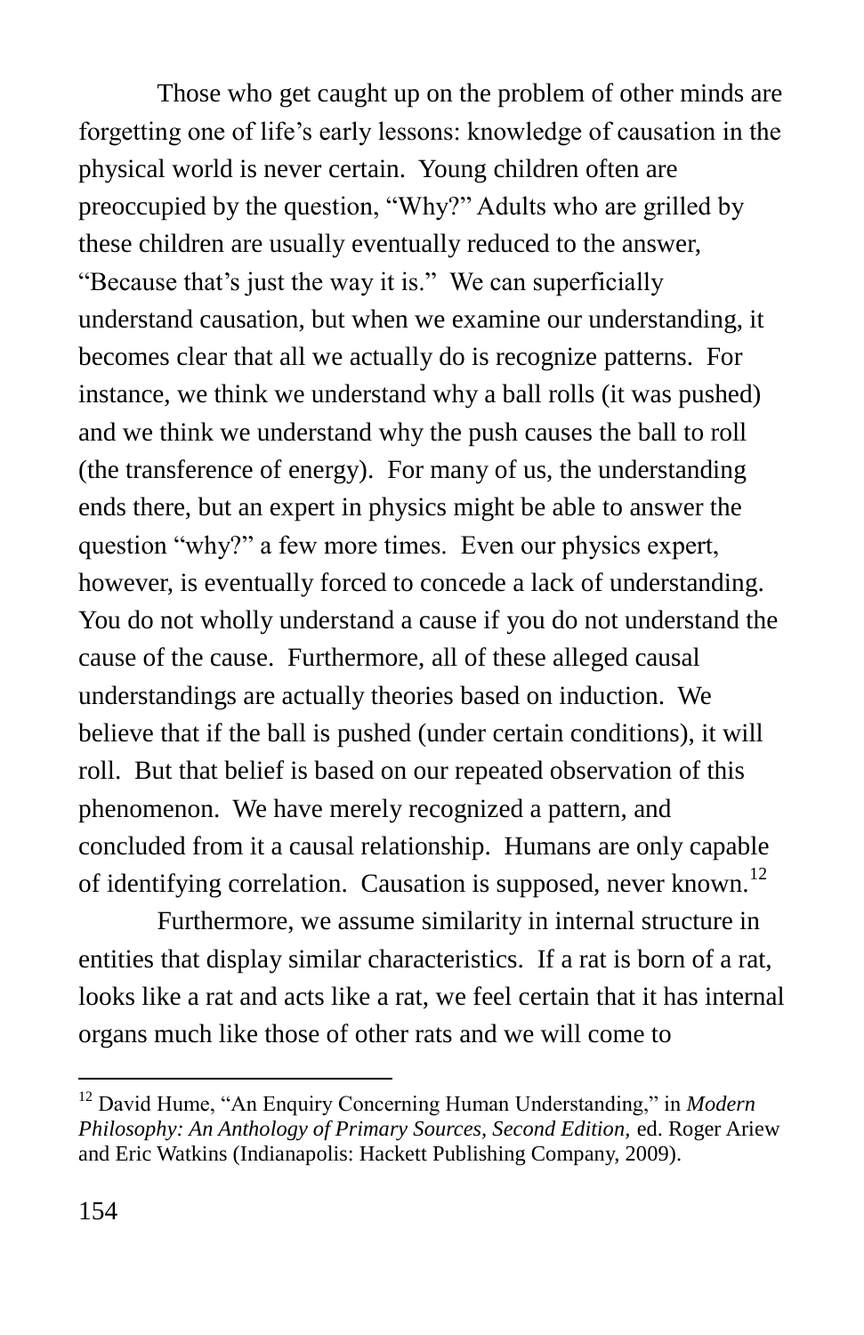Those who get caught up on the problem of other minds are forgetting one of life's early lessons: knowledge of causation in the physical world is never certain. Young children often are preoccupied by the question, "Why?" Adults who are grilled by these children are usually eventually reduced to the answer, "Because that's just the way it is." We can superficially understand causation, but when we examine our understanding, it becomes clear that all we actually do is recognize patterns. For instance, we think we understand why a ball rolls (it was pushed) and we think we understand why the push causes the ball to roll (the transference of energy). For many of us, the understanding ends there, but an expert in physics might be able to answer the question "why?" a few more times. Even our physics expert, however, is eventually forced to concede a lack of understanding. You do not wholly understand a cause if you do not understand the cause of the cause. Furthermore, all of these alleged causal understandings are actually theories based on induction. We believe that if the ball is pushed (under certain conditions), it will roll. But that belief is based on our repeated observation of this phenomenon. We have merely recognized a pattern, and concluded from it a causal relationship. Humans are only capable of identifying correlation. Causation is supposed, never known.[12]

Furthermore, we assume similarity in internal structure in entities that display similar characteristics. If a rat is born of a rat, looks like a rat and acts like a rat, we feel certain that it has internal organs much like those of other rats and we will come to

---

[12] David Hume, "An Enquiry Concerning Human Understanding," in *Modern Philosophy: An Anthology of Primary Sources, Second Edition,* ed. Roger Ariew and Eric Watkins (Indianapolis: Hackett Publishing Company, 2009).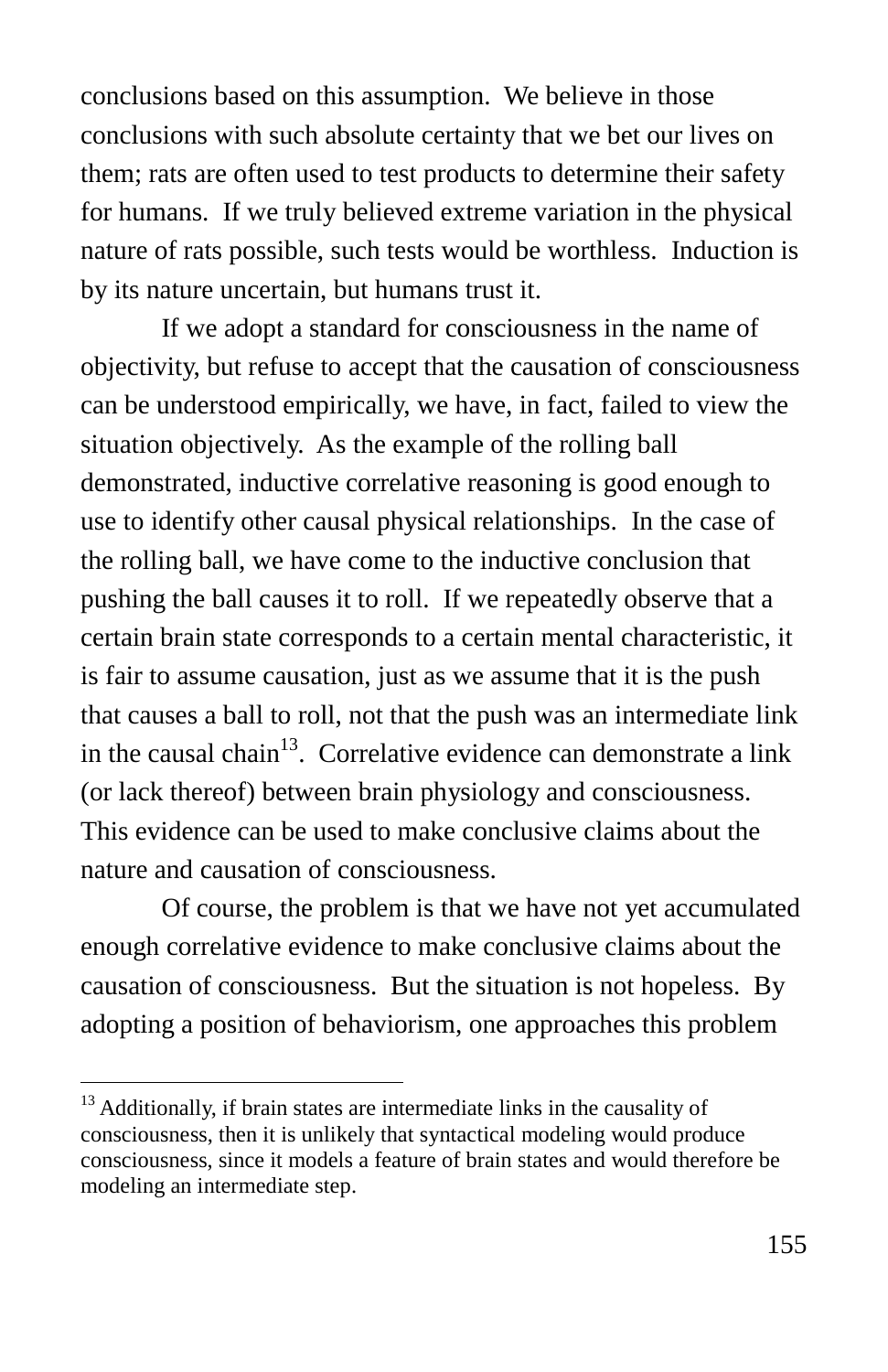conclusions based on this assumption. We believe in those conclusions with such absolute certainty that we bet our lives on them; rats are often used to test products to determine their safety for humans. If we truly believed extreme variation in the physical nature of rats possible, such tests would be worthless. Induction is by its nature uncertain, but humans trust it.

If we adopt a standard for consciousness in the name of objectivity, but refuse to accept that the causation of consciousness can be understood empirically, we have, in fact, failed to view the situation objectively. As the example of the rolling ball demonstrated, inductive correlative reasoning is good enough to use to identify other causal physical relationships. In the case of the rolling ball, we have come to the inductive conclusion that pushing the ball causes it to roll. If we repeatedly observe that a certain brain state corresponds to a certain mental characteristic, it is fair to assume causation, just as we assume that it is the push that causes a ball to roll, not that the push was an intermediate link in the causal chain[13]. Correlative evidence can demonstrate a link (or lack thereof) between brain physiology and consciousness. This evidence can be used to make conclusive claims about the nature and causation of consciousness.

Of course, the problem is that we have not yet accumulated enough correlative evidence to make conclusive claims about the causation of consciousness. But the situation is not hopeless. By adopting a position of behaviorism, one approaches this problem

[13] Additionally, if brain states are intermediate links in the causality of consciousness, then it is unlikely that syntactical modeling would produce consciousness, since it models a feature of brain states and would therefore be modeling an intermediate step.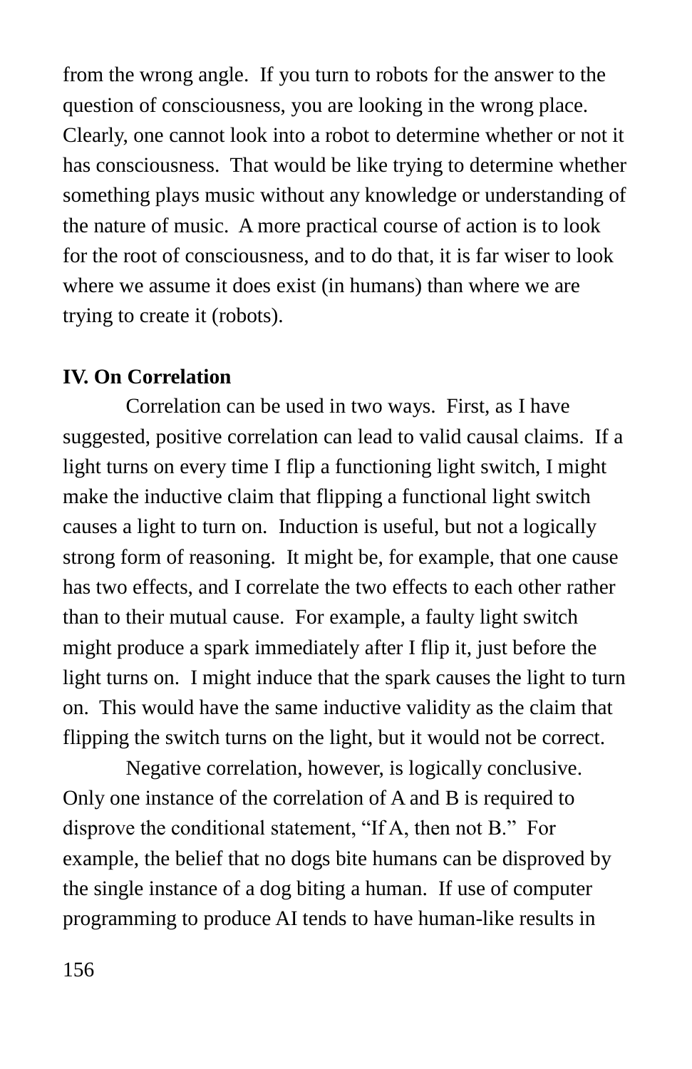from the wrong angle. If you turn to robots for the answer to the question of consciousness, you are looking in the wrong place. Clearly, one cannot look into a robot to determine whether or not it has consciousness. That would be like trying to determine whether something plays music without any knowledge or understanding of the nature of music. A more practical course of action is to look for the root of consciousness, and to do that, it is far wiser to look where we assume it does exist (in humans) than where we are trying to create it (robots).

**IV. On Correlation**

Correlation can be used in two ways. First, as I have suggested, positive correlation can lead to valid causal claims. If a light turns on every time I flip a functioning light switch, I might make the inductive claim that flipping a functional light switch causes a light to turn on. Induction is useful, but not a logically strong form of reasoning. It might be, for example, that one cause has two effects, and I correlate the two effects to each other rather than to their mutual cause. For example, a faulty light switch might produce a spark immediately after I flip it, just before the light turns on. I might induce that the spark causes the light to turn on. This would have the same inductive validity as the claim that flipping the switch turns on the light, but it would not be correct.

Negative correlation, however, is logically conclusive. Only one instance of the correlation of A and B is required to disprove the conditional statement, "If A, then not B." For example, the belief that no dogs bite humans can be disproved by the single instance of a dog biting a human. If use of computer programming to produce AI tends to have human-like results in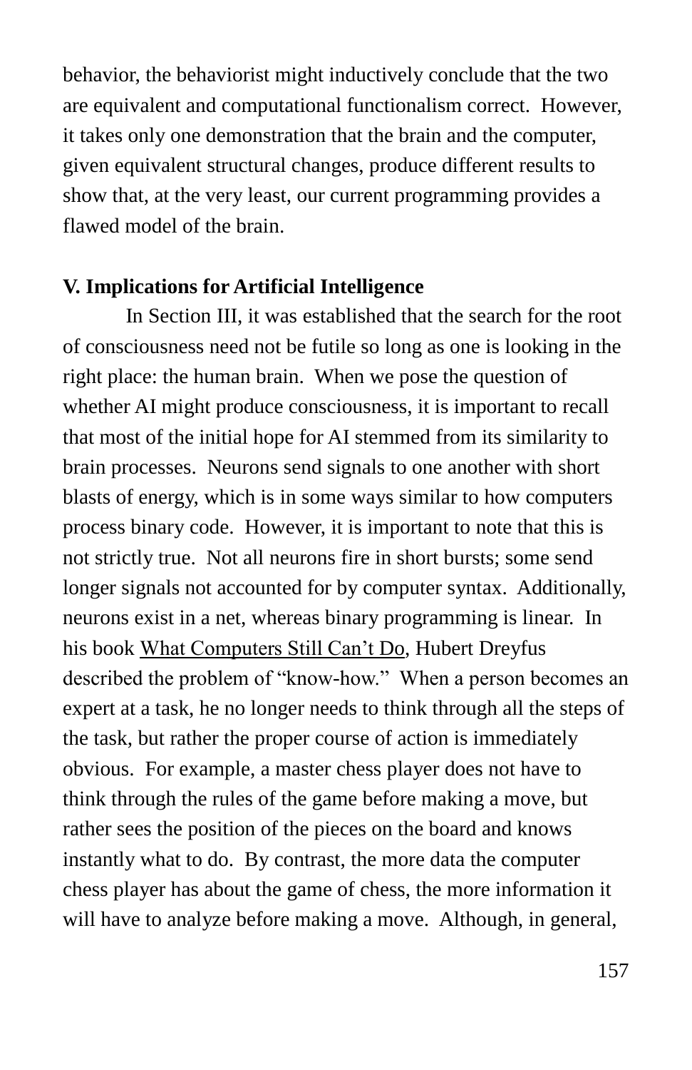behavior, the behaviorist might inductively conclude that the two are equivalent and computational functionalism correct. However, it takes only one demonstration that the brain and the computer, given equivalent structural changes, produce different results to show that, at the very least, our current programming provides a flawed model of the brain.

## V. Implications for Artificial Intelligence

In Section III, it was established that the search for the root of consciousness need not be futile so long as one is looking in the right place: the human brain. When we pose the question of whether AI might produce consciousness, it is important to recall that most of the initial hope for AI stemmed from its similarity to brain processes. Neurons send signals to one another with short blasts of energy, which is in some ways similar to how computers process binary code. However, it is important to note that this is not strictly true. Not all neurons fire in short bursts; some send longer signals not accounted for by computer syntax. Additionally, neurons exist in a net, whereas binary programming is linear. In his book <u>What Computers Still Can't Do</u>, Hubert Dreyfus described the problem of "know-how." When a person becomes an expert at a task, he no longer needs to think through all the steps of the task, but rather the proper course of action is immediately obvious. For example, a master chess player does not have to think through the rules of the game before making a move, but rather sees the position of the pieces on the board and knows instantly what to do. By contrast, the more data the computer chess player has about the game of chess, the more information it will have to analyze before making a move. Although, in general,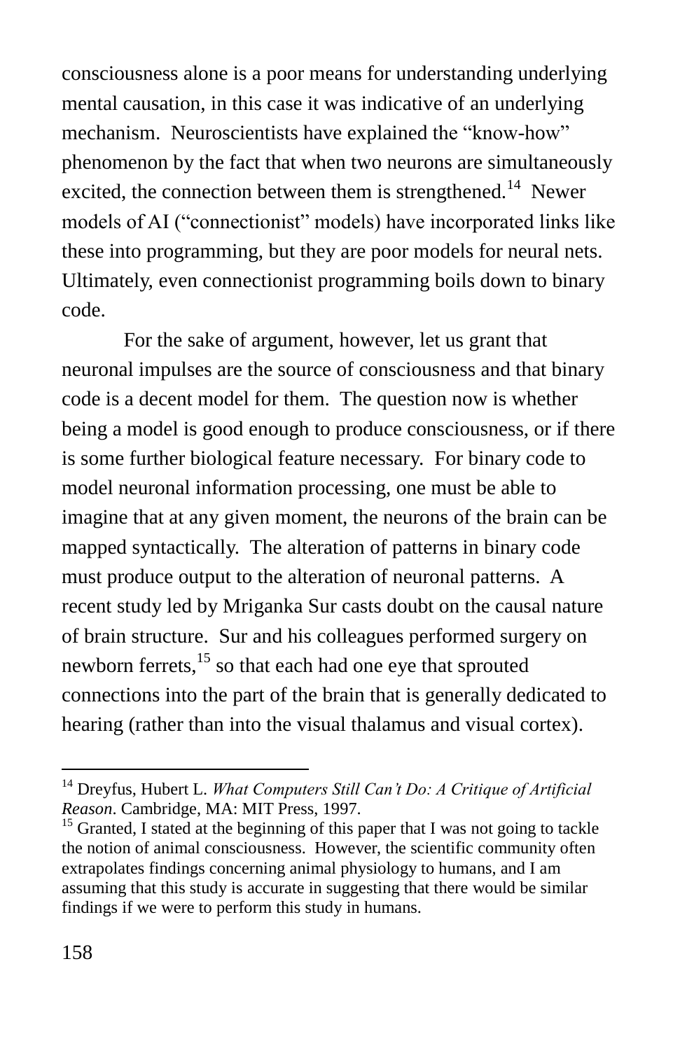consciousness alone is a poor means for understanding underlying mental causation, in this case it was indicative of an underlying mechanism. Neuroscientists have explained the "know-how" phenomenon by the fact that when two neurons are simultaneously excited, the connection between them is strengthened.[14] Newer models of AI ("connectionist" models) have incorporated links like these into programming, but they are poor models for neural nets. Ultimately, even connectionist programming boils down to binary code.

For the sake of argument, however, let us grant that neuronal impulses are the source of consciousness and that binary code is a decent model for them. The question now is whether being a model is good enough to produce consciousness, or if there is some further biological feature necessary. For binary code to model neuronal information processing, one must be able to imagine that at any given moment, the neurons of the brain can be mapped syntactically. The alteration of patterns in binary code must produce output to the alteration of neuronal patterns. A recent study led by Mriganka Sur casts doubt on the causal nature of brain structure. Sur and his colleagues performed surgery on newborn ferrets,[15] so that each had one eye that sprouted connections into the part of the brain that is generally dedicated to hearing (rather than into the visual thalamus and visual cortex).

---

[14] Dreyfus, Hubert L. *What Computers Still Can't Do: A Critique of Artificial Reason*. Cambridge, MA: MIT Press, 1997.

[15] Granted, I stated at the beginning of this paper that I was not going to tackle the notion of animal consciousness. However, the scientific community often extrapolates findings concerning animal physiology to humans, and I am assuming that this study is accurate in suggesting that there would be similar findings if we were to perform this study in humans.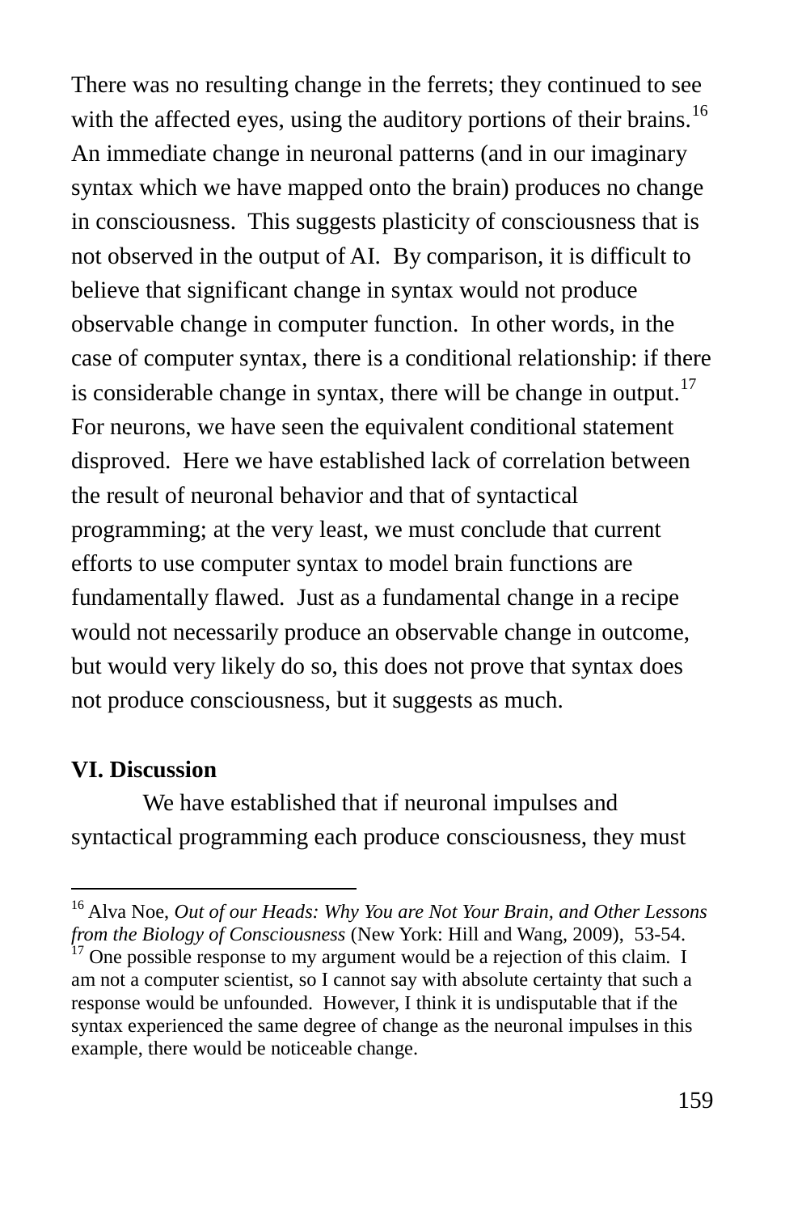There was no resulting change in the ferrets; they continued to see with the affected eyes, using the auditory portions of their brains.[16] An immediate change in neuronal patterns (and in our imaginary syntax which we have mapped onto the brain) produces no change in consciousness. This suggests plasticity of consciousness that is not observed in the output of AI. By comparison, it is difficult to believe that significant change in syntax would not produce observable change in computer function. In other words, in the case of computer syntax, there is a conditional relationship: if there is considerable change in syntax, there will be change in output.[17] For neurons, we have seen the equivalent conditional statement disproved. Here we have established lack of correlation between the result of neuronal behavior and that of syntactical programming; at the very least, we must conclude that current efforts to use computer syntax to model brain functions are fundamentally flawed. Just as a fundamental change in a recipe would not necessarily produce an observable change in outcome, but would very likely do so, this does not prove that syntax does not produce consciousness, but it suggests as much.

## VI. Discussion

We have established that if neuronal impulses and syntactical programming each produce consciousness, they must

---

[16] Alva Noe, *Out of our Heads: Why You are Not Your Brain, and Other Lessons from the Biology of Consciousness* (New York: Hill and Wang, 2009), 53-54.

[17] One possible response to my argument would be a rejection of this claim. I am not a computer scientist, so I cannot say with absolute certainty that such a response would be unfounded. However, I think it is undisputable that if the syntax experienced the same degree of change as the neuronal impulses in this example, there would be noticeable change.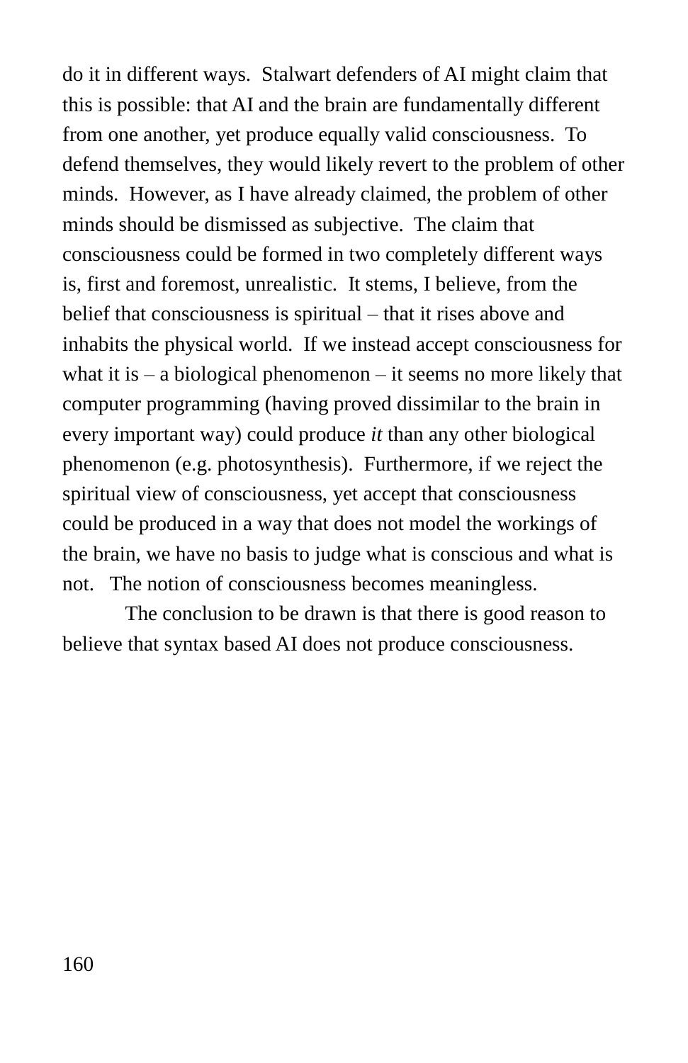do it in different ways. Stalwart defenders of AI might claim that this is possible: that AI and the brain are fundamentally different from one another, yet produce equally valid consciousness. To defend themselves, they would likely revert to the problem of other minds. However, as I have already claimed, the problem of other minds should be dismissed as subjective. The claim that consciousness could be formed in two completely different ways is, first and foremost, unrealistic. It stems, I believe, from the belief that consciousness is spiritual – that it rises above and inhabits the physical world. If we instead accept consciousness for what it is – a biological phenomenon – it seems no more likely that computer programming (having proved dissimilar to the brain in every important way) could produce *it* than any other biological phenomenon (e.g. photosynthesis). Furthermore, if we reject the spiritual view of consciousness, yet accept that consciousness could be produced in a way that does not model the workings of the brain, we have no basis to judge what is conscious and what is not. The notion of consciousness becomes meaningless.

The conclusion to be drawn is that there is good reason to believe that syntax based AI does not produce consciousness.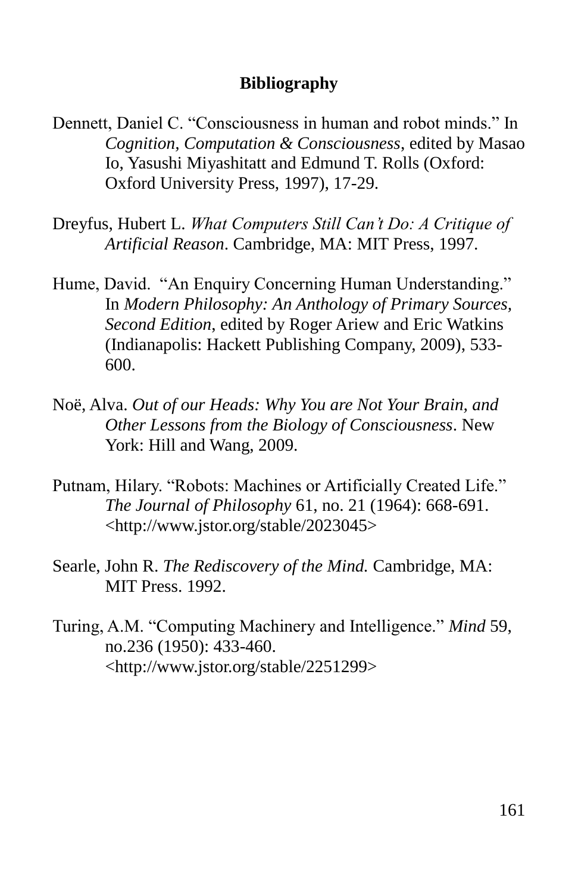**Bibliography**

Dennett, Daniel C. "Consciousness in human and robot minds." In *Cognition, Computation & Consciousness*, edited by Masao Io, Yasushi Miyashitatt and Edmund T. Rolls (Oxford: Oxford University Press, 1997), 17-29.

Dreyfus, Hubert L. *What Computers Still Can't Do: A Critique of Artificial Reason*. Cambridge, MA: MIT Press, 1997.

Hume, David. "An Enquiry Concerning Human Understanding." In *Modern Philosophy: An Anthology of Primary Sources, Second Edition*, edited by Roger Ariew and Eric Watkins (Indianapolis: Hackett Publishing Company, 2009), 533-600.

Noë, Alva. *Out of our Heads: Why You are Not Your Brain, and Other Lessons from the Biology of Consciousness*. New York: Hill and Wang, 2009.

Putnam, Hilary. "Robots: Machines or Artificially Created Life." *The Journal of Philosophy* 61, no. 21 (1964): 668-691. <http://www.jstor.org/stable/2023045>

Searle, John R. *The Rediscovery of the Mind.* Cambridge, MA: MIT Press. 1992.

Turing, A.M. "Computing Machinery and Intelligence." *Mind* 59, no.236 (1950): 433-460. <http://www.jstor.org/stable/2251299>